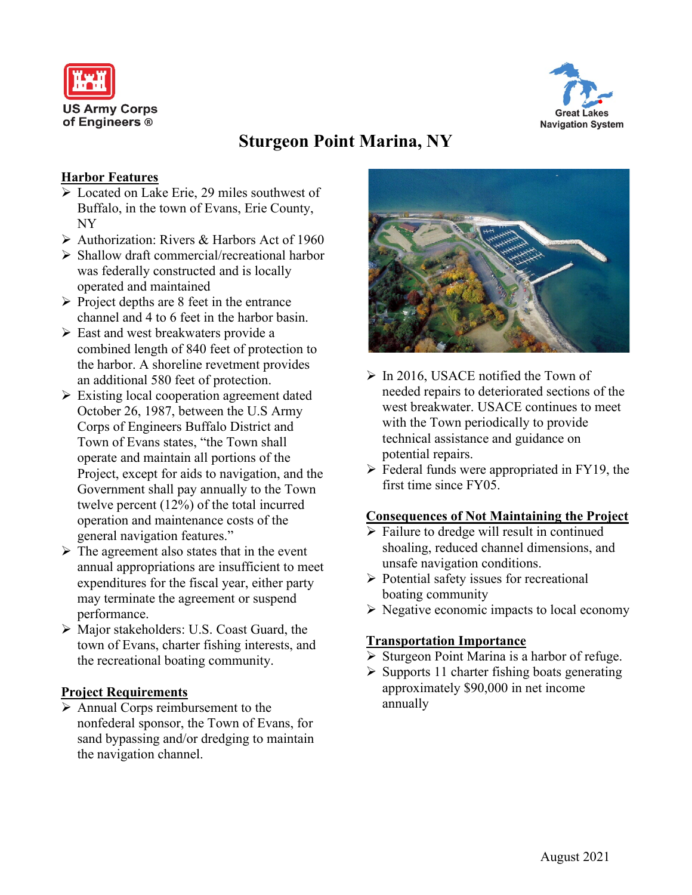US Army Corps of Engineers ®

Great Lakes Navigation System

# Sturgeon Point Marina, NY

## Harbor Features

- Located on Lake Erie, 29 miles southwest of Buffalo, in the town of Evans, Erie County, NY
- Authorization: Rivers & Harbors Act of 1960
- Shallow draft commercial/recreational harbor was federally constructed and is locally operated and maintained
- Project depths are 8 feet in the entrance channel and 4 to 6 feet in the harbor basin.
- East and west breakwaters provide a combined length of 840 feet of protection to the harbor. A shoreline revetment provides an additional 580 feet of protection.
- Existing local cooperation agreement dated October 26, 1987, between the U.S Army Corps of Engineers Buffalo District and Town of Evans states, "the Town shall operate and maintain all portions of the Project, except for aids to navigation, and the Government shall pay annually to the Town twelve percent (12%) of the total incurred operation and maintenance costs of the general navigation features."
- The agreement also states that in the event annual appropriations are insufficient to meet expenditures for the fiscal year, either party may terminate the agreement or suspend performance.
- Major stakeholders: U.S. Coast Guard, the town of Evans, charter fishing interests, and the recreational boating community.

## Project Requirements

- Annual Corps reimbursement to the nonfederal sponsor, the Town of Evans, for sand bypassing and/or dredging to maintain the navigation channel.
- In 2016, USACE notified the Town of needed repairs to deteriorated sections of the west breakwater. USACE continues to meet with the Town periodically to provide technical assistance and guidance on potential repairs.
- Federal funds were appropriated in FY19, the first time since FY05.

## Consequences of Not Maintaining the Project

- Failure to dredge will result in continued shoaling, reduced channel dimensions, and unsafe navigation conditions.
- Potential safety issues for recreational boating community
- Negative economic impacts to local economy

## Transportation Importance

- Sturgeon Point Marina is a harbor of refuge.
- Supports 11 charter fishing boats generating approximately $90,000 in net income annually

August 2021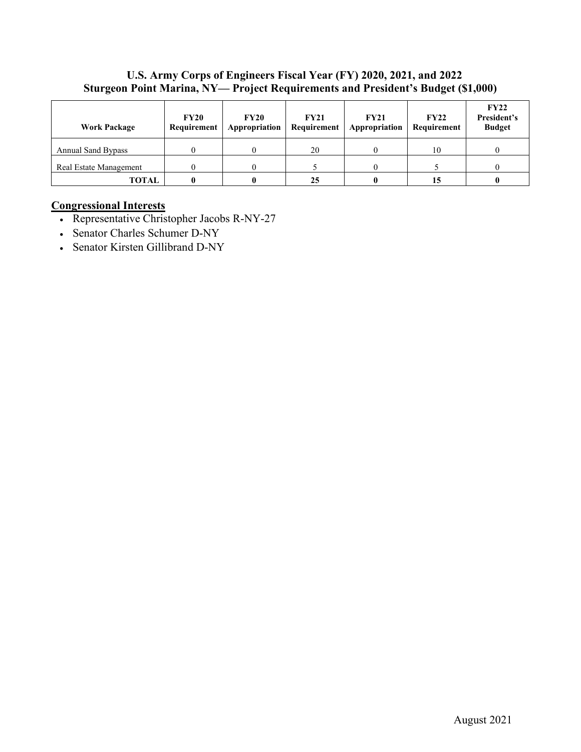**U.S. Army Corps of Engineers Fiscal Year (FY) 2020, 2021, and 2022**
**Sturgeon Point Marina, NY— Project Requirements and President's Budget ($1,000)**

| Work Package | FY20 Requirement | FY20 Appropriation | FY21 Requirement | FY21 Appropriation | FY22 Requirement | FY22 President's Budget |
|---|---|---|---|---|---|---|
| Annual Sand Bypass | 0 | 0 | 20 | 0 | 10 | 0 |
| Real Estate Management | 0 | 0 | 5 | 0 | 5 | 0 |
| **TOTAL** | **0** | **0** | **25** | **0** | **15** | **0** |

**Congressional Interests**

- Representative Christopher Jacobs R-NY-27
- Senator Charles Schumer D-NY
- Senator Kirsten Gillibrand D-NY

August 2021